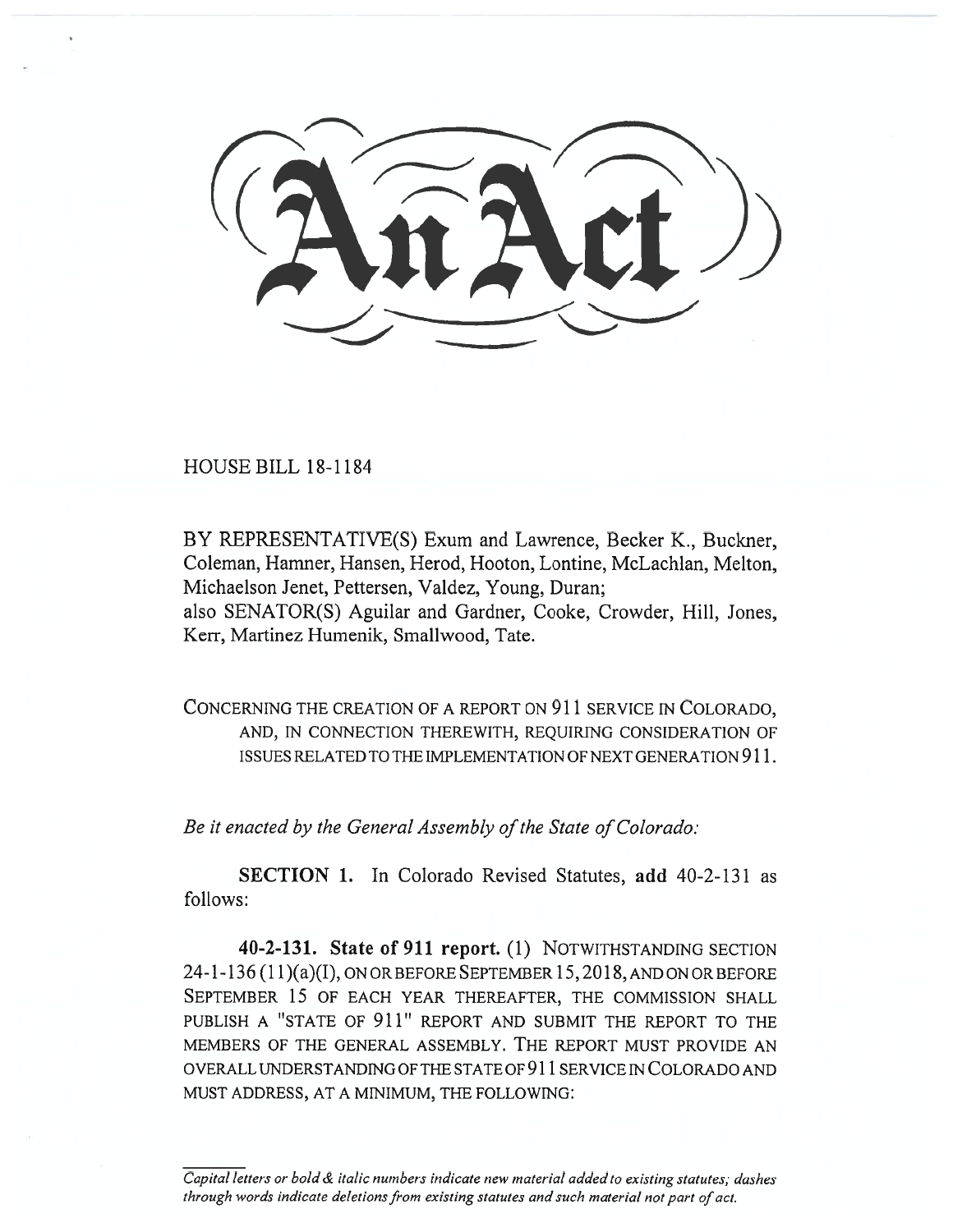# An Act

HOUSE BILL 18-1184

BY REPRESENTATIVE(S) Exum and Lawrence, Becker K., Buckner, Coleman, Hamner, Hansen, Herod, Hooton, Lontine, McLachlan, Melton, Michaelson Jenet, Pettersen, Valdez, Young, Duran;
also SENATOR(S) Aguilar and Gardner, Cooke, Crowder, Hill, Jones, Kerr, Martinez Humenik, Smallwood, Tate.

CONCERNING THE CREATION OF A REPORT ON 911 SERVICE IN COLORADO, AND, IN CONNECTION THEREWITH, REQUIRING CONSIDERATION OF ISSUES RELATED TO THE IMPLEMENTATION OF NEXT GENERATION 911.

*Be it enacted by the General Assembly of the State of Colorado:*

**SECTION 1.** In Colorado Revised Statutes, **add** 40-2-131 as follows:

**40-2-131. State of 911 report.** (1) NOTWITHSTANDING SECTION 24-1-136 (11)(a)(I), ON OR BEFORE SEPTEMBER 15, 2018, AND ON OR BEFORE SEPTEMBER 15 OF EACH YEAR THEREAFTER, THE COMMISSION SHALL PUBLISH A "STATE OF 911" REPORT AND SUBMIT THE REPORT TO THE MEMBERS OF THE GENERAL ASSEMBLY. THE REPORT MUST PROVIDE AN OVERALL UNDERSTANDING OF THE STATE OF 911 SERVICE IN COLORADO AND MUST ADDRESS, AT A MINIMUM, THE FOLLOWING:

*Capital letters or bold & italic numbers indicate new material added to existing statutes; dashes through words indicate deletions from existing statutes and such material not part of act.*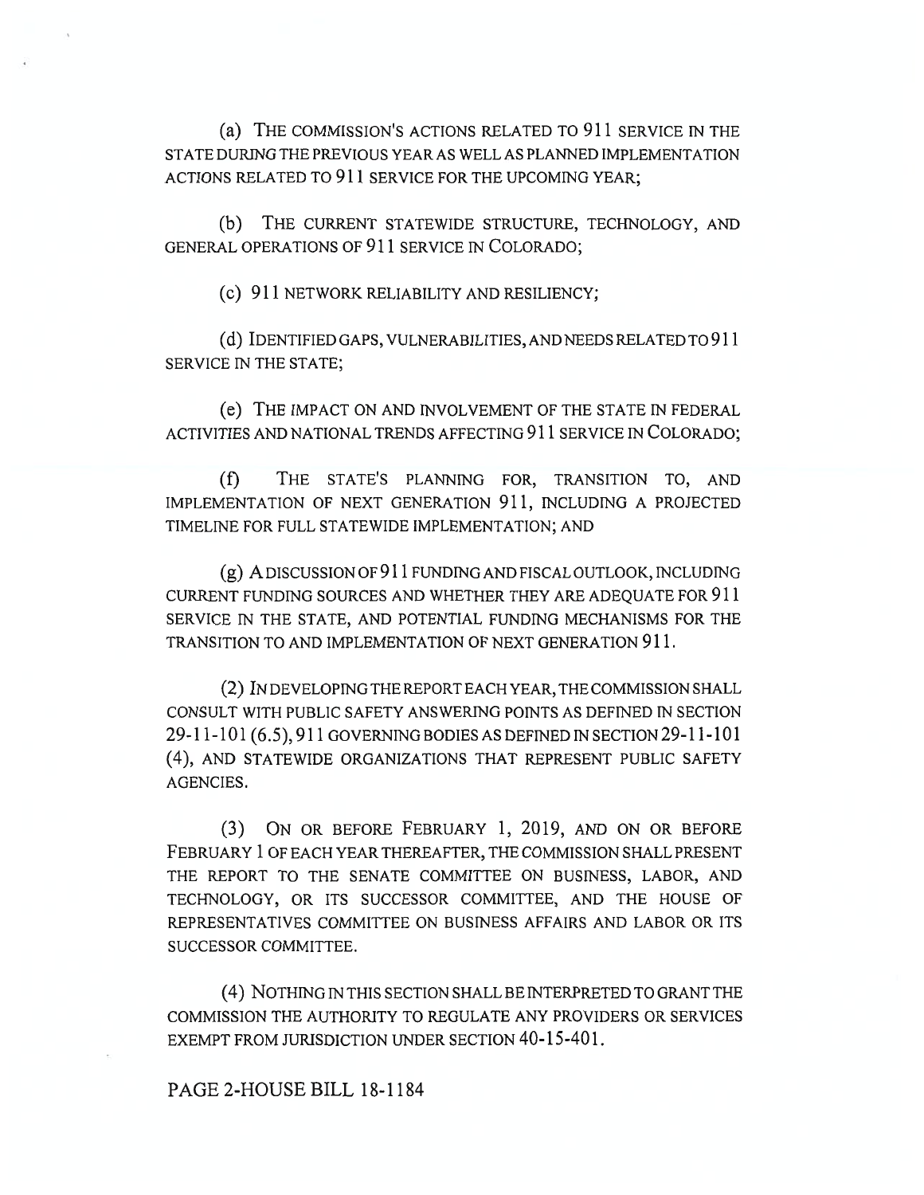(a) THE COMMISSION'S ACTIONS RELATED TO 911 SERVICE IN THE STATE DURING THE PREVIOUS YEAR AS WELL AS PLANNED IMPLEMENTATION ACTIONS RELATED TO 911 SERVICE FOR THE UPCOMING YEAR;

(b) THE CURRENT STATEWIDE STRUCTURE, TECHNOLOGY, AND GENERAL OPERATIONS OF 911 SERVICE IN COLORADO;

(c) 911 NETWORK RELIABILITY AND RESILIENCY;

(d) IDENTIFIED GAPS, VULNERABILITIES, AND NEEDS RELATED TO 911 SERVICE IN THE STATE;

(e) THE IMPACT ON AND INVOLVEMENT OF THE STATE IN FEDERAL ACTIVITIES AND NATIONAL TRENDS AFFECTING 911 SERVICE IN COLORADO;

(f) THE STATE'S PLANNING FOR, TRANSITION TO, AND IMPLEMENTATION OF NEXT GENERATION 911, INCLUDING A PROJECTED TIMELINE FOR FULL STATEWIDE IMPLEMENTATION; AND

(g) A DISCUSSION OF 911 FUNDING AND FISCAL OUTLOOK, INCLUDING CURRENT FUNDING SOURCES AND WHETHER THEY ARE ADEQUATE FOR 911 SERVICE IN THE STATE, AND POTENTIAL FUNDING MECHANISMS FOR THE TRANSITION TO AND IMPLEMENTATION OF NEXT GENERATION 911.

(2) IN DEVELOPING THE REPORT EACH YEAR, THE COMMISSION SHALL CONSULT WITH PUBLIC SAFETY ANSWERING POINTS AS DEFINED IN SECTION 29-11-101 (6.5), 911 GOVERNING BODIES AS DEFINED IN SECTION 29-11-101 (4), AND STATEWIDE ORGANIZATIONS THAT REPRESENT PUBLIC SAFETY AGENCIES.

(3) ON OR BEFORE FEBRUARY 1, 2019, AND ON OR BEFORE FEBRUARY 1 OF EACH YEAR THEREAFTER, THE COMMISSION SHALL PRESENT THE REPORT TO THE SENATE COMMITTEE ON BUSINESS, LABOR, AND TECHNOLOGY, OR ITS SUCCESSOR COMMITTEE, AND THE HOUSE OF REPRESENTATIVES COMMITTEE ON BUSINESS AFFAIRS AND LABOR OR ITS SUCCESSOR COMMITTEE.

(4) NOTHING IN THIS SECTION SHALL BE INTERPRETED TO GRANT THE COMMISSION THE AUTHORITY TO REGULATE ANY PROVIDERS OR SERVICES EXEMPT FROM JURISDICTION UNDER SECTION 40-15-401.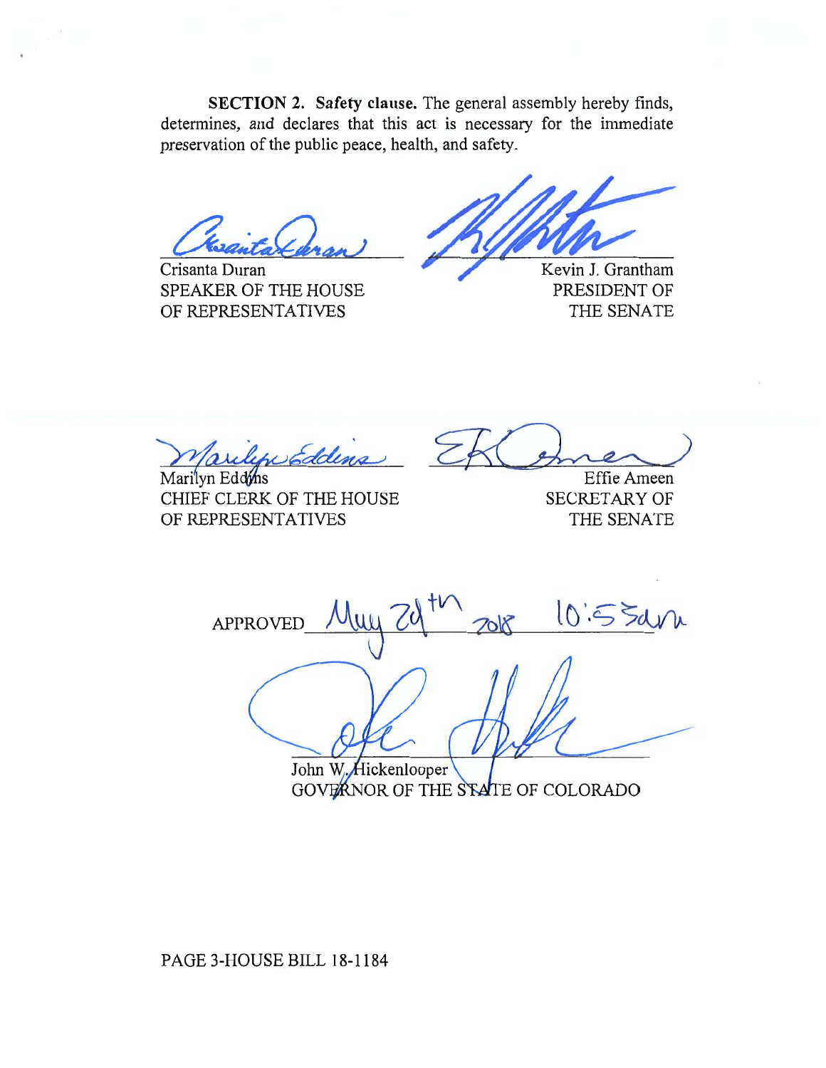**SECTION 2. Safety clause.** The general assembly hereby finds, determines, and declares that this act is necessary for the immediate preservation of the public peace, health, and safety.

Crisanta Duran
SPEAKER OF THE HOUSE
OF REPRESENTATIVES

Kevin J. Grantham
PRESIDENT OF
THE SENATE

Marilyn Eddins
CHIEF CLERK OF THE HOUSE
OF REPRESENTATIVES

Effie Ameen
SECRETARY OF
THE SENATE

APPROVED May 29th 2018 10:53am

John W. Hickenlooper
GOVERNOR OF THE STATE OF COLORADO

PAGE 3-HOUSE BILL 18-1184